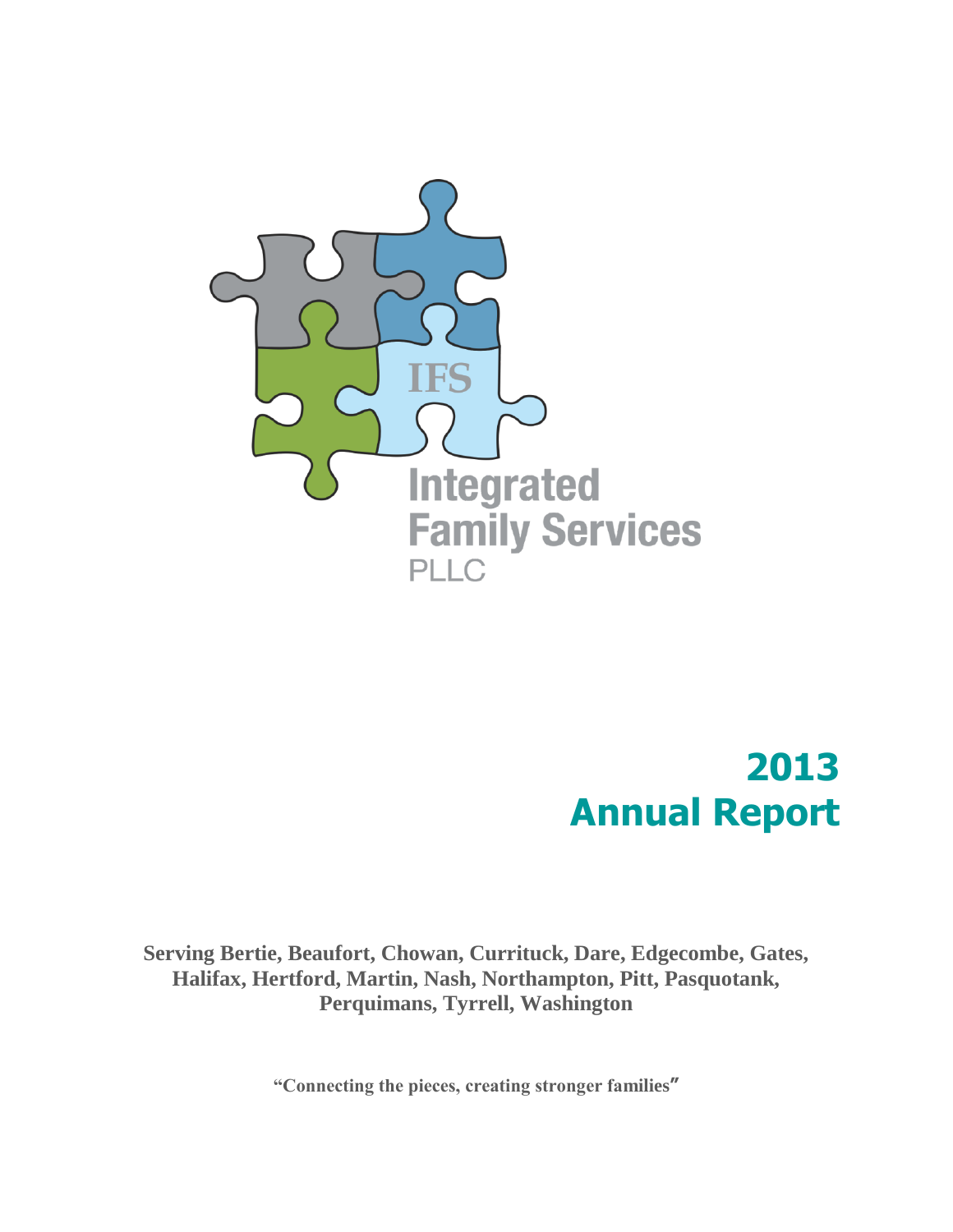IFS

Integrated Family Services PLLC

# 2013 Annual Report

**Serving Bertie, Beaufort, Chowan, Currituck, Dare, Edgecombe, Gates, Halifax, Hertford, Martin, Nash, Northampton, Pitt, Pasquotank, Perquimans, Tyrrell, Washington**

**"Connecting the pieces, creating stronger families"**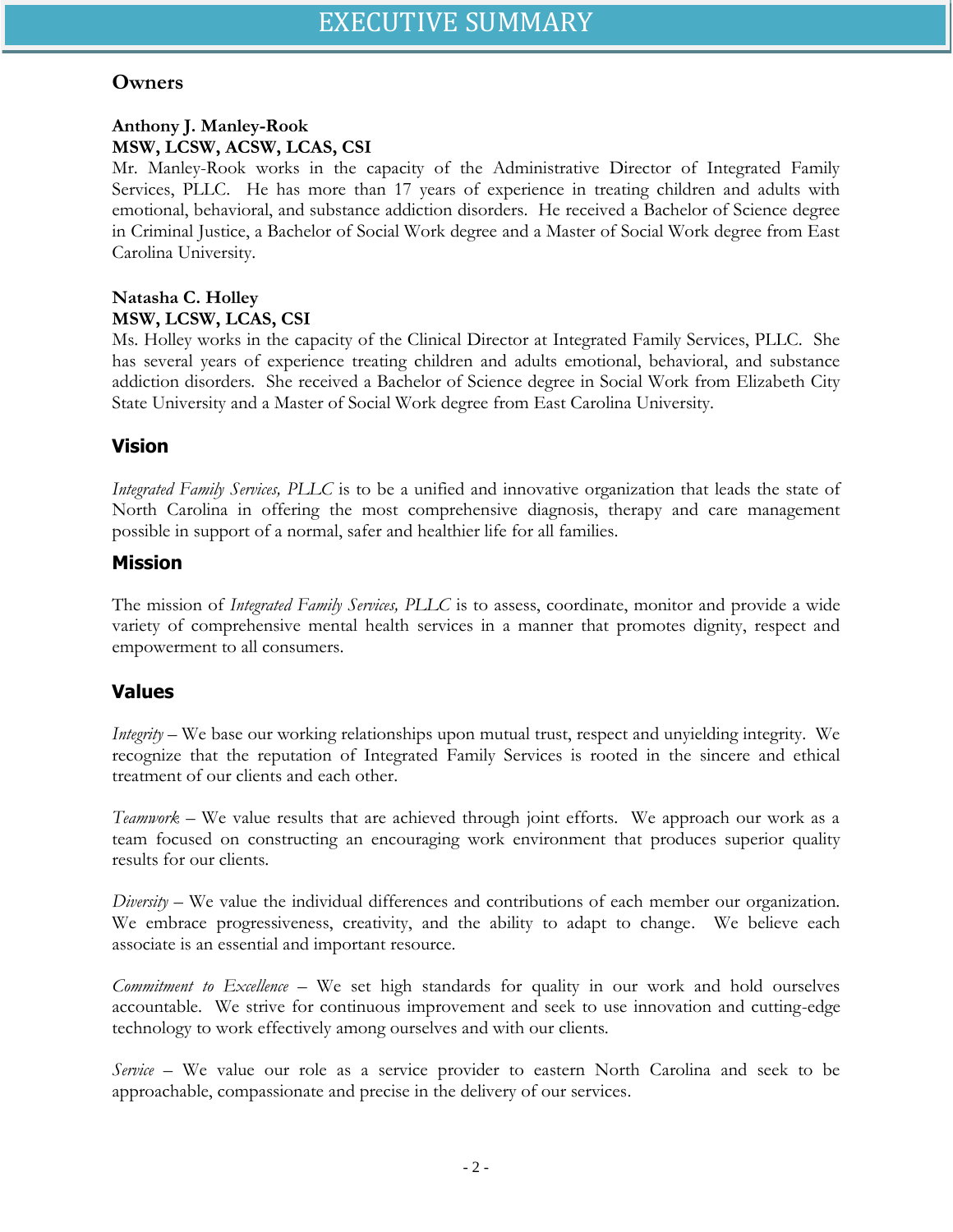# EXECUTIVE SUMMARY

## Owners

**Anthony J. Manley-Rook**
**MSW, LCSW, ACSW, LCAS, CSI**

Mr. Manley-Rook works in the capacity of the Administrative Director of Integrated Family Services, PLLC. He has more than 17 years of experience in treating children and adults with emotional, behavioral, and substance addiction disorders. He received a Bachelor of Science degree in Criminal Justice, a Bachelor of Social Work degree and a Master of Social Work degree from East Carolina University.

**Natasha C. Holley**
**MSW, LCSW, LCAS, CSI**

Ms. Holley works in the capacity of the Clinical Director at Integrated Family Services, PLLC. She has several years of experience treating children and adults emotional, behavioral, and substance addiction disorders. She received a Bachelor of Science degree in Social Work from Elizabeth City State University and a Master of Social Work degree from East Carolina University.

## Vision

*Integrated Family Services, PLLC* is to be a unified and innovative organization that leads the state of North Carolina in offering the most comprehensive diagnosis, therapy and care management possible in support of a normal, safer and healthier life for all families.

## Mission

The mission of *Integrated Family Services, PLLC* is to assess, coordinate, monitor and provide a wide variety of comprehensive mental health services in a manner that promotes dignity, respect and empowerment to all consumers.

## Values

*Integrity* – We base our working relationships upon mutual trust, respect and unyielding integrity. We recognize that the reputation of Integrated Family Services is rooted in the sincere and ethical treatment of our clients and each other.

*Teamwork* – We value results that are achieved through joint efforts. We approach our work as a team focused on constructing an encouraging work environment that produces superior quality results for our clients.

*Diversity* – We value the individual differences and contributions of each member our organization. We embrace progressiveness, creativity, and the ability to adapt to change. We believe each associate is an essential and important resource.

*Commitment to Excellence* – We set high standards for quality in our work and hold ourselves accountable. We strive for continuous improvement and seek to use innovation and cutting-edge technology to work effectively among ourselves and with our clients.

*Service* – We value our role as a service provider to eastern North Carolina and seek to be approachable, compassionate and precise in the delivery of our services.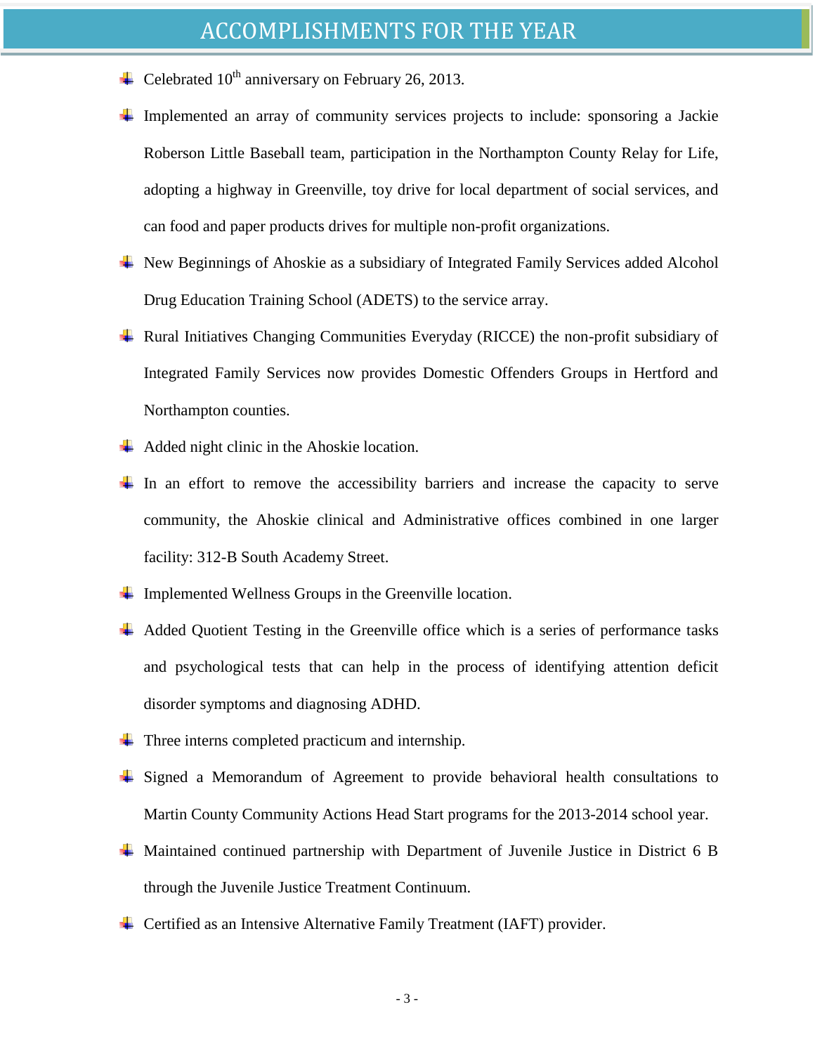# ACCOMPLISHMENTS FOR THE YEAR

- Celebrated 10th anniversary on February 26, 2013.
- Implemented an array of community services projects to include: sponsoring a Jackie Roberson Little Baseball team, participation in the Northampton County Relay for Life, adopting a highway in Greenville, toy drive for local department of social services, and can food and paper products drives for multiple non-profit organizations.
- New Beginnings of Ahoskie as a subsidiary of Integrated Family Services added Alcohol Drug Education Training School (ADETS) to the service array.
- Rural Initiatives Changing Communities Everyday (RICCE) the non-profit subsidiary of Integrated Family Services now provides Domestic Offenders Groups in Hertford and Northampton counties.
- Added night clinic in the Ahoskie location.
- In an effort to remove the accessibility barriers and increase the capacity to serve community, the Ahoskie clinical and Administrative offices combined in one larger facility: 312-B South Academy Street.
- Implemented Wellness Groups in the Greenville location.
- Added Quotient Testing in the Greenville office which is a series of performance tasks and psychological tests that can help in the process of identifying attention deficit disorder symptoms and diagnosing ADHD.
- Three interns completed practicum and internship.
- Signed a Memorandum of Agreement to provide behavioral health consultations to Martin County Community Actions Head Start programs for the 2013-2014 school year.
- Maintained continued partnership with Department of Juvenile Justice in District 6 B through the Juvenile Justice Treatment Continuum.
- Certified as an Intensive Alternative Family Treatment (IAFT) provider.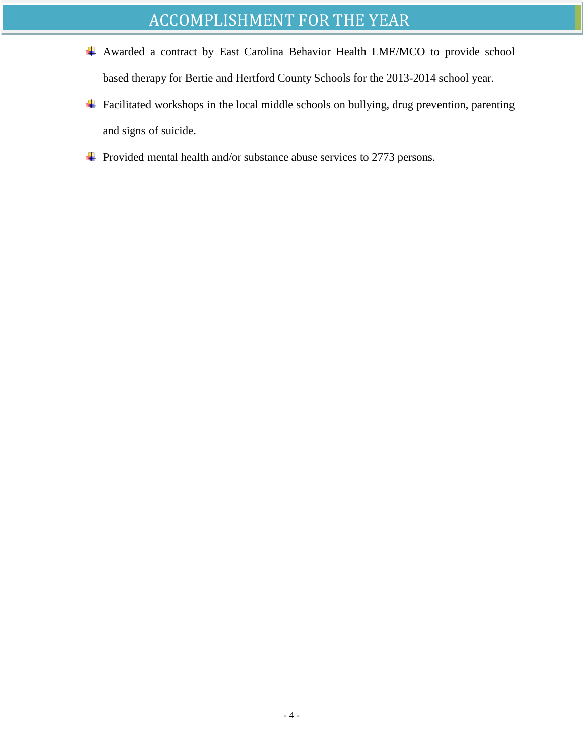# ACCOMPLISHMENT FOR THE YEAR

- Awarded a contract by East Carolina Behavior Health LME/MCO to provide school based therapy for Bertie and Hertford County Schools for the 2013-2014 school year.
- Facilitated workshops in the local middle schools on bullying, drug prevention, parenting and signs of suicide.
- Provided mental health and/or substance abuse services to 2773 persons.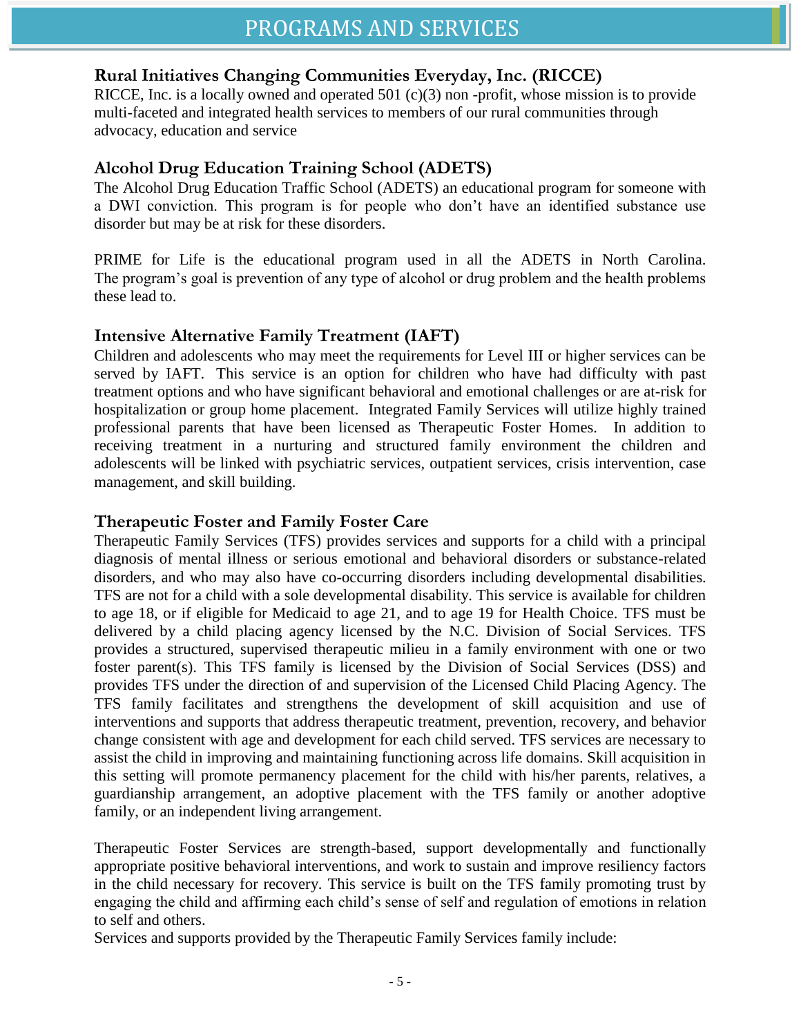# PROGRAMS AND SERVICES

## Rural Initiatives Changing Communities Everyday, Inc. (RICCE)

RICCE, Inc. is a locally owned and operated 501 (c)(3) non -profit, whose mission is to provide multi-faceted and integrated health services to members of our rural communities through advocacy, education and service

## Alcohol Drug Education Training School (ADETS)

The Alcohol Drug Education Traffic School (ADETS) an educational program for someone with a DWI conviction. This program is for people who don't have an identified substance use disorder but may be at risk for these disorders.

PRIME for Life is the educational program used in all the ADETS in North Carolina. The program's goal is prevention of any type of alcohol or drug problem and the health problems these lead to.

## Intensive Alternative Family Treatment (IAFT)

Children and adolescents who may meet the requirements for Level III or higher services can be served by IAFT. This service is an option for children who have had difficulty with past treatment options and who have significant behavioral and emotional challenges or are at-risk for hospitalization or group home placement. Integrated Family Services will utilize highly trained professional parents that have been licensed as Therapeutic Foster Homes. In addition to receiving treatment in a nurturing and structured family environment the children and adolescents will be linked with psychiatric services, outpatient services, crisis intervention, case management, and skill building.

## Therapeutic Foster and Family Foster Care

Therapeutic Family Services (TFS) provides services and supports for a child with a principal diagnosis of mental illness or serious emotional and behavioral disorders or substance-related disorders, and who may also have co-occurring disorders including developmental disabilities. TFS are not for a child with a sole developmental disability. This service is available for children to age 18, or if eligible for Medicaid to age 21, and to age 19 for Health Choice. TFS must be delivered by a child placing agency licensed by the N.C. Division of Social Services. TFS provides a structured, supervised therapeutic milieu in a family environment with one or two foster parent(s). This TFS family is licensed by the Division of Social Services (DSS) and provides TFS under the direction of and supervision of the Licensed Child Placing Agency. The TFS family facilitates and strengthens the development of skill acquisition and use of interventions and supports that address therapeutic treatment, prevention, recovery, and behavior change consistent with age and development for each child served. TFS services are necessary to assist the child in improving and maintaining functioning across life domains. Skill acquisition in this setting will promote permanency placement for the child with his/her parents, relatives, a guardianship arrangement, an adoptive placement with the TFS family or another adoptive family, or an independent living arrangement.

Therapeutic Foster Services are strength-based, support developmentally and functionally appropriate positive behavioral interventions, and work to sustain and improve resiliency factors in the child necessary for recovery. This service is built on the TFS family promoting trust by engaging the child and affirming each child's sense of self and regulation of emotions in relation to self and others.

Services and supports provided by the Therapeutic Family Services family include: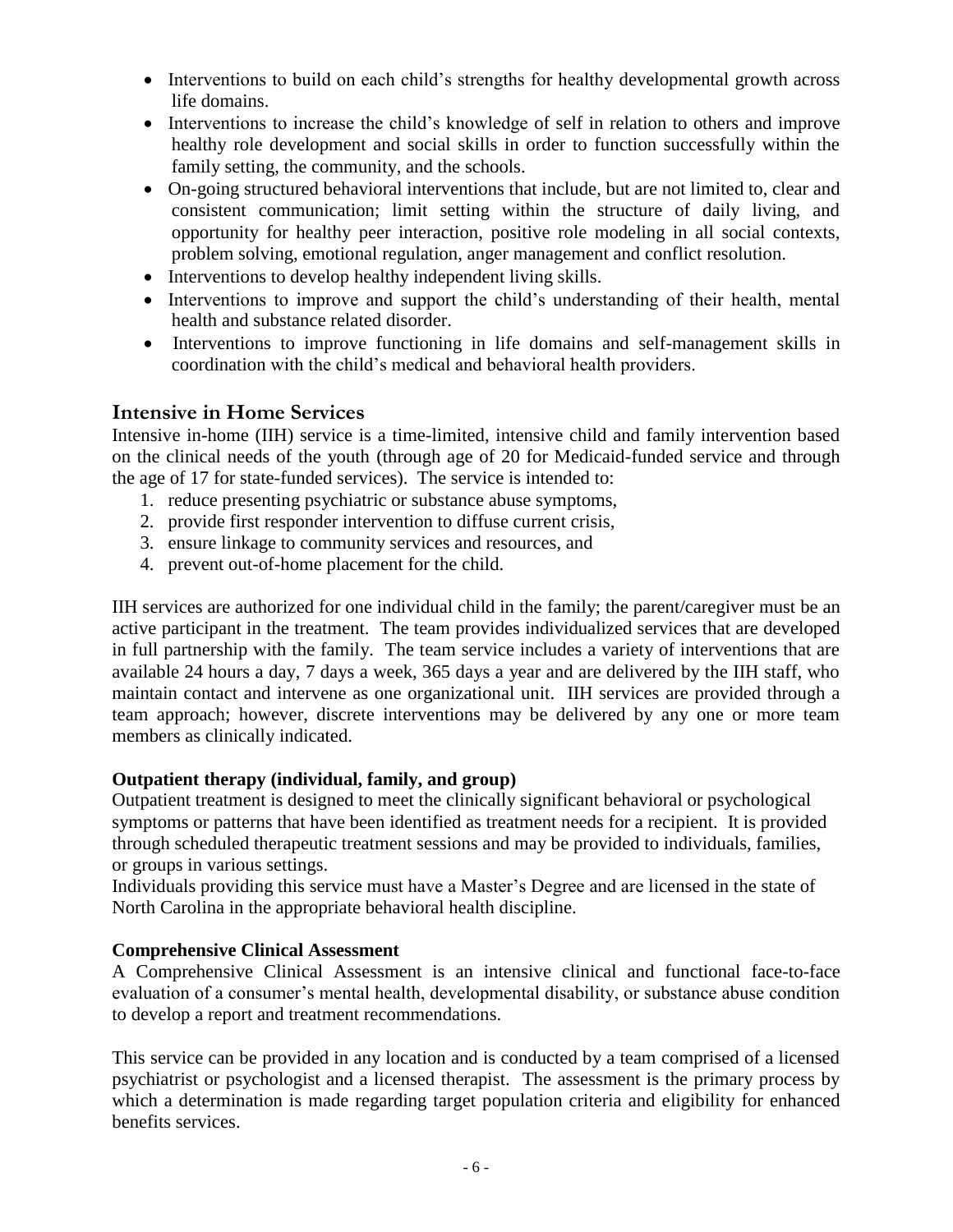- Interventions to build on each child's strengths for healthy developmental growth across life domains.
- Interventions to increase the child's knowledge of self in relation to others and improve healthy role development and social skills in order to function successfully within the family setting, the community, and the schools.
- On-going structured behavioral interventions that include, but are not limited to, clear and consistent communication; limit setting within the structure of daily living, and opportunity for healthy peer interaction, positive role modeling in all social contexts, problem solving, emotional regulation, anger management and conflict resolution.
- Interventions to develop healthy independent living skills.
- Interventions to improve and support the child's understanding of their health, mental health and substance related disorder.
- Interventions to improve functioning in life domains and self-management skills in coordination with the child's medical and behavioral health providers.

## Intensive in Home Services

Intensive in-home (IIH) service is a time-limited, intensive child and family intervention based on the clinical needs of the youth (through age of 20 for Medicaid-funded service and through the age of 17 for state-funded services). The service is intended to:

1. reduce presenting psychiatric or substance abuse symptoms,
2. provide first responder intervention to diffuse current crisis,
3. ensure linkage to community services and resources, and
4. prevent out-of-home placement for the child.

IIH services are authorized for one individual child in the family; the parent/caregiver must be an active participant in the treatment. The team provides individualized services that are developed in full partnership with the family. The team service includes a variety of interventions that are available 24 hours a day, 7 days a week, 365 days a year and are delivered by the IIH staff, who maintain contact and intervene as one organizational unit. IIH services are provided through a team approach; however, discrete interventions may be delivered by any one or more team members as clinically indicated.

**Outpatient therapy (individual, family, and group)**

Outpatient treatment is designed to meet the clinically significant behavioral or psychological symptoms or patterns that have been identified as treatment needs for a recipient. It is provided through scheduled therapeutic treatment sessions and may be provided to individuals, families, or groups in various settings.

Individuals providing this service must have a Master's Degree and are licensed in the state of North Carolina in the appropriate behavioral health discipline.

**Comprehensive Clinical Assessment**

A Comprehensive Clinical Assessment is an intensive clinical and functional face-to-face evaluation of a consumer's mental health, developmental disability, or substance abuse condition to develop a report and treatment recommendations.

This service can be provided in any location and is conducted by a team comprised of a licensed psychiatrist or psychologist and a licensed therapist. The assessment is the primary process by which a determination is made regarding target population criteria and eligibility for enhanced benefits services.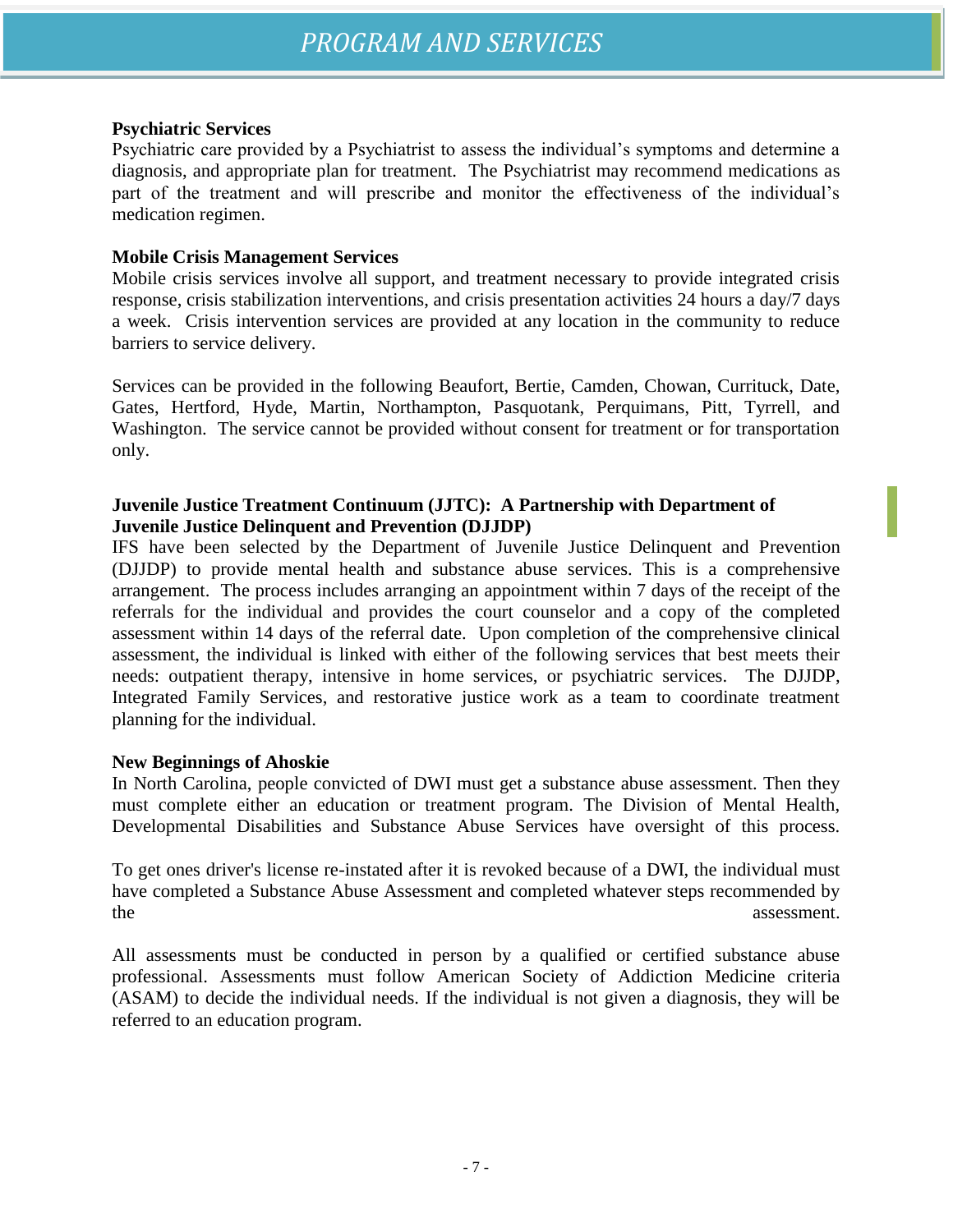# PROGRAM AND SERVICES

**Psychiatric Services**

Psychiatric care provided by a Psychiatrist to assess the individual's symptoms and determine a diagnosis, and appropriate plan for treatment. The Psychiatrist may recommend medications as part of the treatment and will prescribe and monitor the effectiveness of the individual's medication regimen.

**Mobile Crisis Management Services**

Mobile crisis services involve all support, and treatment necessary to provide integrated crisis response, crisis stabilization interventions, and crisis presentation activities 24 hours a day/7 days a week. Crisis intervention services are provided at any location in the community to reduce barriers to service delivery.

Services can be provided in the following Beaufort, Bertie, Camden, Chowan, Currituck, Date, Gates, Hertford, Hyde, Martin, Northampton, Pasquotank, Perquimans, Pitt, Tyrrell, and Washington. The service cannot be provided without consent for treatment or for transportation only.

**Juvenile Justice Treatment Continuum (JJTC): A Partnership with Department of Juvenile Justice Delinquent and Prevention (DJJDP)**

IFS have been selected by the Department of Juvenile Justice Delinquent and Prevention (DJJDP) to provide mental health and substance abuse services. This is a comprehensive arrangement. The process includes arranging an appointment within 7 days of the receipt of the referrals for the individual and provides the court counselor and a copy of the completed assessment within 14 days of the referral date. Upon completion of the comprehensive clinical assessment, the individual is linked with either of the following services that best meets their needs: outpatient therapy, intensive in home services, or psychiatric services. The DJJDP, Integrated Family Services, and restorative justice work as a team to coordinate treatment planning for the individual.

**New Beginnings of Ahoskie**

In North Carolina, people convicted of DWI must get a substance abuse assessment. Then they must complete either an education or treatment program. The Division of Mental Health, Developmental Disabilities and Substance Abuse Services have oversight of this process.

To get ones driver's license re-instated after it is revoked because of a DWI, the individual must have completed a Substance Abuse Assessment and completed whatever steps recommended by the assessment.

All assessments must be conducted in person by a qualified or certified substance abuse professional. Assessments must follow American Society of Addiction Medicine criteria (ASAM) to decide the individual needs. If the individual is not given a diagnosis, they will be referred to an education program.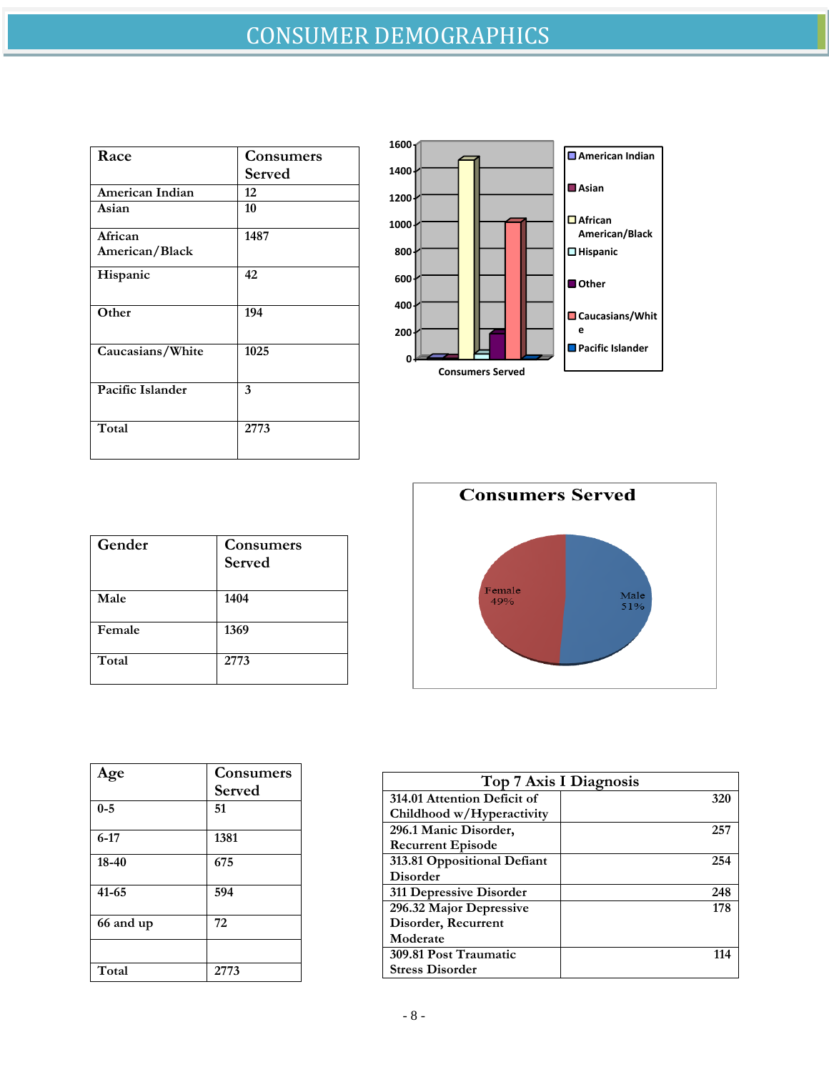# CONSUMER DEMOGRAPHICS

| Race | Consumers Served |
|---|---|
| American Indian | 12 |
| Asian | 10 |
| African American/Black | 1487 |
| Hispanic | 42 |
| Other | 194 |
| Caucasians/White | 1025 |
| Pacific Islander | 3 |
| Total | 2773 |

1600
1400
1200
1000
800
600
400
200
0
Consumers Served

American Indian
Asian
African American/Black
Hispanic
Other
Caucasians/White
Pacific Islander

| Gender | Consumers Served |
|---|---|
| Male | 1404 |
| Female | 1369 |
| Total | 2773 |

Consumers Served

Female 49%
Male 51%

| Age | Consumers Served |
|---|---|
| 0-5 | 51 |
| 6-17 | 1381 |
| 18-40 | 675 |
| 41-65 | 594 |
| 66 and up | 72 |
| | |
| Total | 2773 |

| Top 7 Axis I Diagnosis | |
|---|---|
| 314.01 Attention Deficit of Childhood w/Hyperactivity | 320 |
| 296.1 Manic Disorder, Recurrent Episode | 257 |
| 313.81 Oppositional Defiant Disorder | 254 |
| 311 Depressive Disorder | 248 |
| 296.32 Major Depressive Disorder, Recurrent Moderate | 178 |
| 309.81 Post Traumatic Stress Disorder | 114 |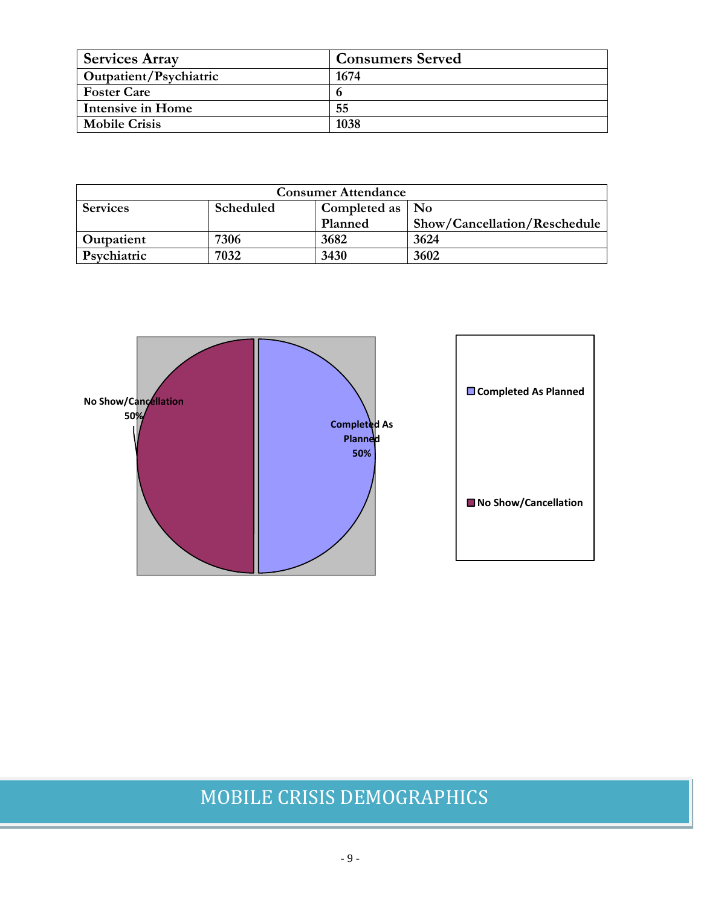| Services Array | Consumers Served |
| --- | --- |
| Outpatient/Psychiatric | 1674 |
| Foster Care | 6 |
| Intensive in Home | 55 |
| Mobile Crisis | 1038 |

| Consumer Attendance | | | |
| --- | --- | --- | --- |
| Services | Scheduled | Completed as Planned | No Show/Cancellation/Reschedule |
| Outpatient | 7306 | 3682 | 3624 |
| Psychiatric | 7032 | 3430 | 3602 |

No Show/Cancellation
50%

Completed As Planned
50%

Completed As Planned

No Show/Cancellation

# MOBILE CRISIS DEMOGRAPHICS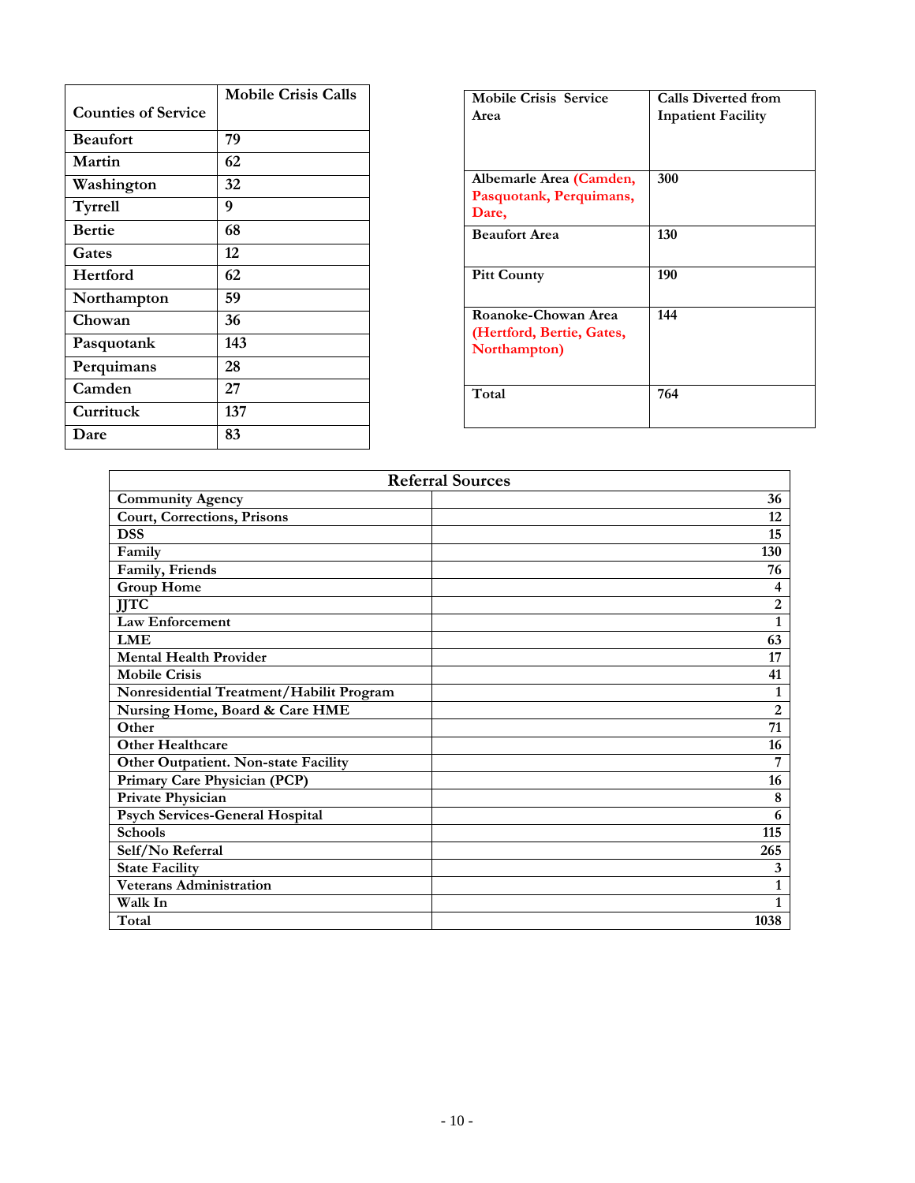| Counties of Service | Mobile Crisis Calls |
|---|---|
| Beaufort | 79 |
| Martin | 62 |
| Washington | 32 |
| Tyrrell | 9 |
| Bertie | 68 |
| Gates | 12 |
| Hertford | 62 |
| Northampton | 59 |
| Chowan | 36 |
| Pasquotank | 143 |
| Perquimans | 28 |
| Camden | 27 |
| Currituck | 137 |
| Dare | 83 |

| Mobile Crisis Service Area | Calls Diverted from Inpatient Facility |
|---|---|
| Albemarle Area (Camden, Pasquotank, Perquimans, Dare, | 300 |
| Beaufort Area | 130 |
| Pitt County | 190 |
| Roanoke-Chowan Area (Hertford, Bertie, Gates, Northampton) | 144 |
| Total | 764 |

| Referral Sources | |
|---|---|
| Community Agency | 36 |
| Court, Corrections, Prisons | 12 |
| DSS | 15 |
| Family | 130 |
| Family, Friends | 76 |
| Group Home | 4 |
| JJTC | 2 |
| Law Enforcement | 1 |
| LME | 63 |
| Mental Health Provider | 17 |
| Mobile Crisis | 41 |
| Nonresidential Treatment/Habilit Program | 1 |
| Nursing Home, Board & Care HME | 2 |
| Other | 71 |
| Other Healthcare | 16 |
| Other Outpatient. Non-state Facility | 7 |
| Primary Care Physician (PCP) | 16 |
| Private Physician | 8 |
| Psych Services-General Hospital | 6 |
| Schools | 115 |
| Self/No Referral | 265 |
| State Facility | 3 |
| Veterans Administration | 1 |
| Walk In | 1 |
| Total | 1038 |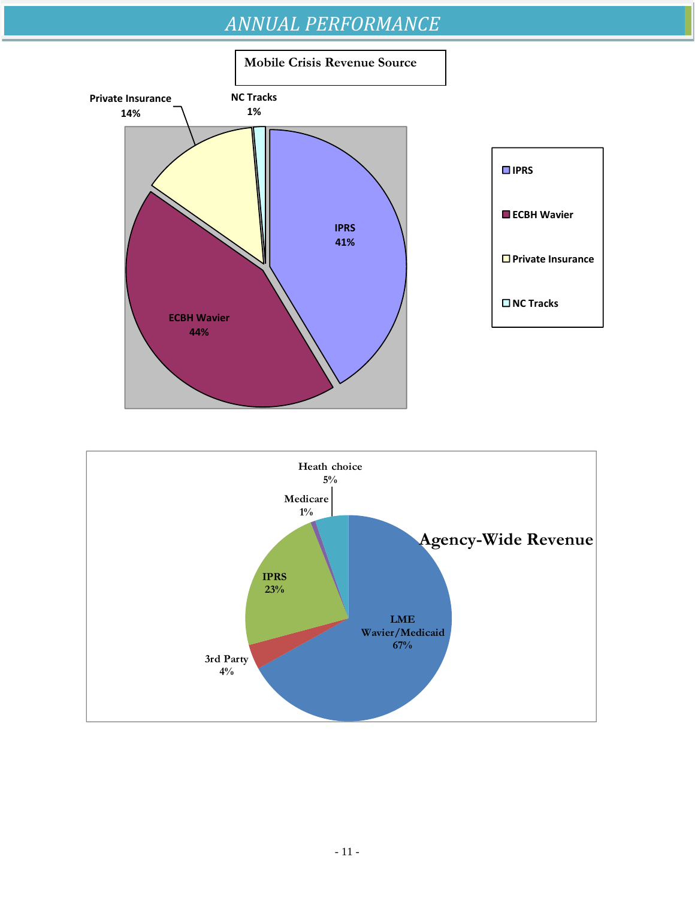# ANNUAL PERFORMANCE

Mobile Crisis Revenue Source

Private Insurance
14%

NC Tracks
1%

IPRS
41%

ECBH Wavier
44%

IPRS

ECBH Wavier

Private Insurance

NC Tracks

Heath choice
5%

Medicare
1%

Agency-Wide Revenue

IPRS
23%

LME
Wavier/Medicaid
67%

3rd Party
4%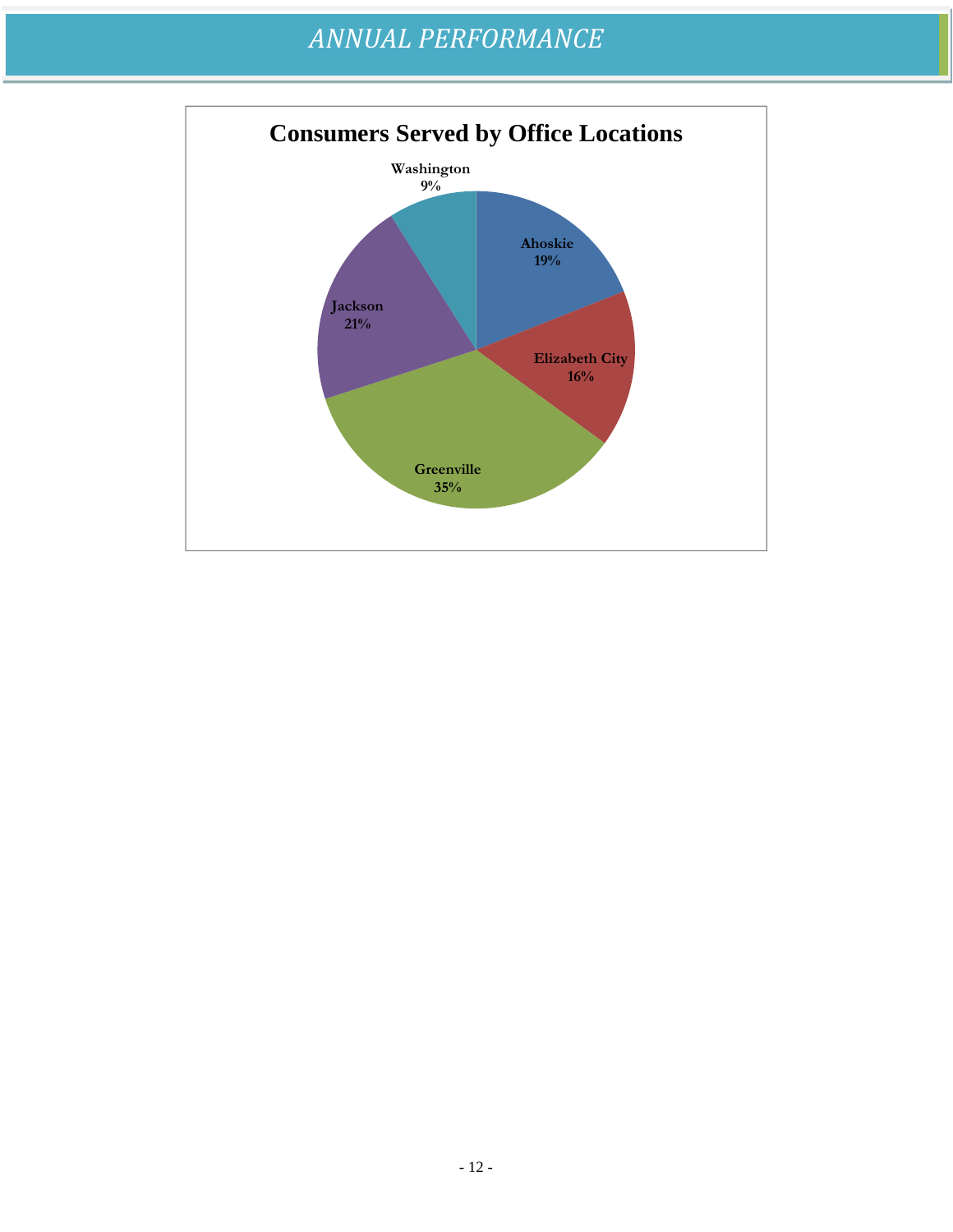# ANNUAL PERFORMANCE

## Consumers Served by Office Locations

Washington
9%

Ahoskie
19%

Jackson
21%

Elizabeth City
16%

Greenville
35%